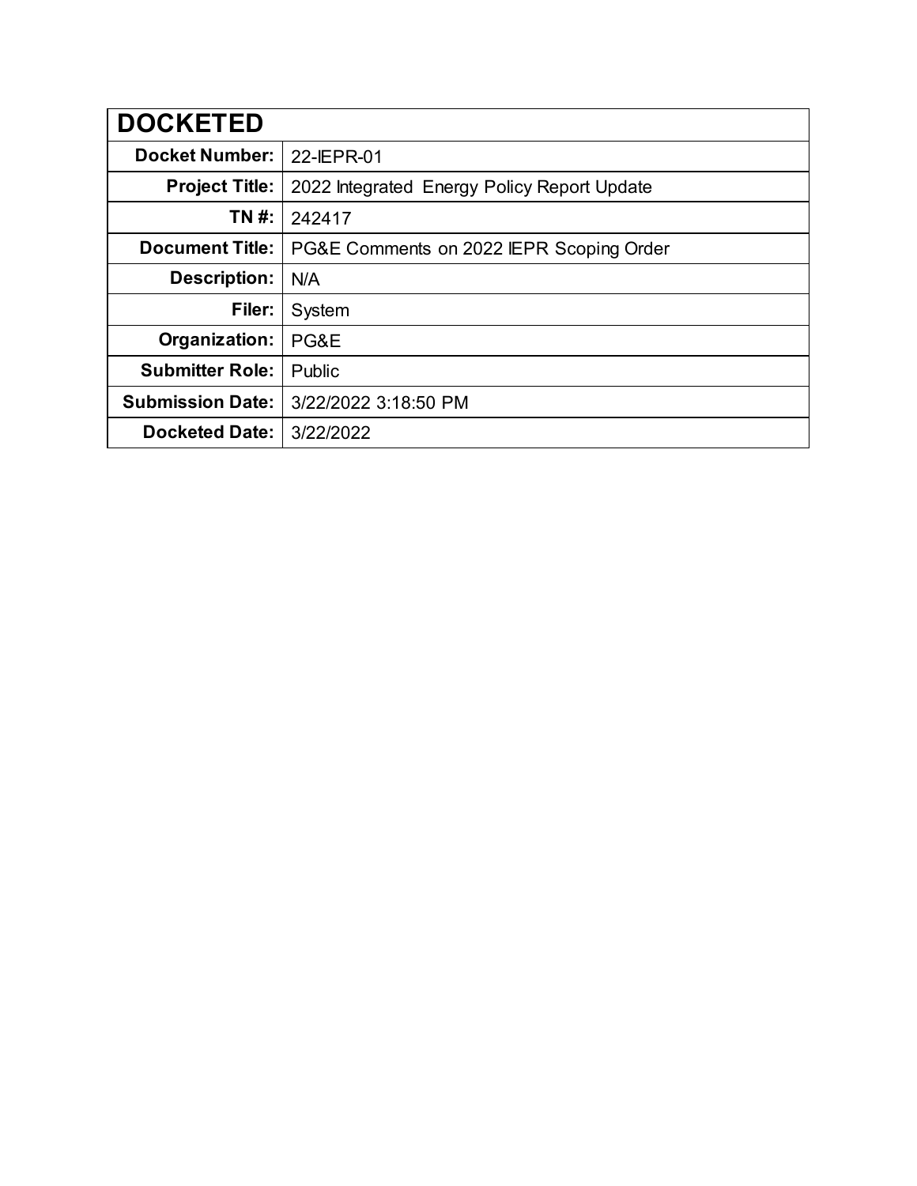| DOCKETED | |
|---|---|
| **Docket Number:** | 22-IEPR-01 |
| **Project Title:** | 2022 Integrated Energy Policy Report Update |
| **TN #:** | 242417 |
| **Document Title:** | PG&E Comments on 2022 IEPR Scoping Order |
| **Description:** | N/A |
| **Filer:** | System |
| **Organization:** | PG&E |
| **Submitter Role:** | Public |
| **Submission Date:** | 3/22/2022 3:18:50 PM |
| **Docketed Date:** | 3/22/2022 |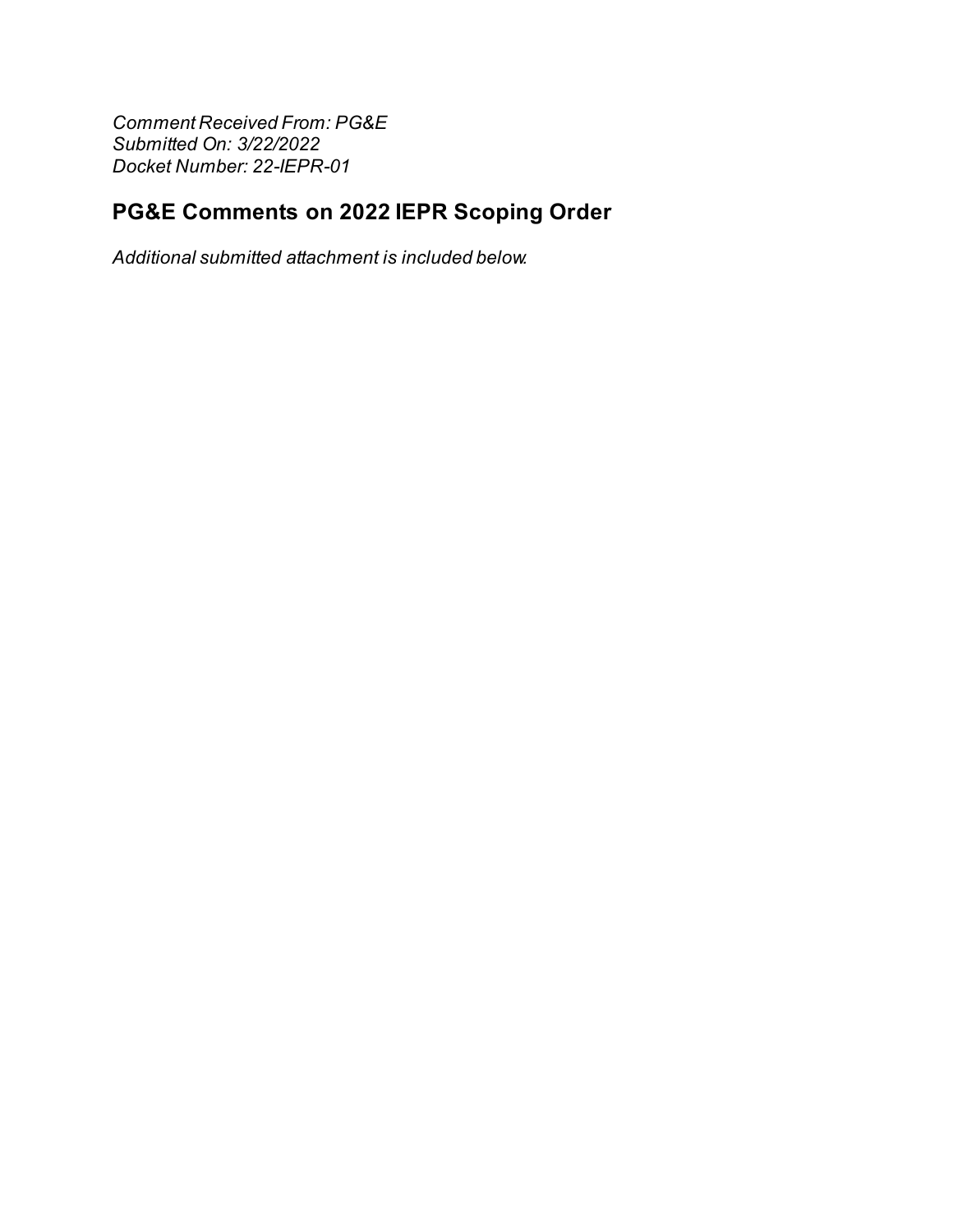*Comment Received From: PG&E*
*Submitted On: 3/22/2022*
*Docket Number: 22-IEPR-01*

## PG&E Comments on 2022 IEPR Scoping Order

*Additional submitted attachment is included below.*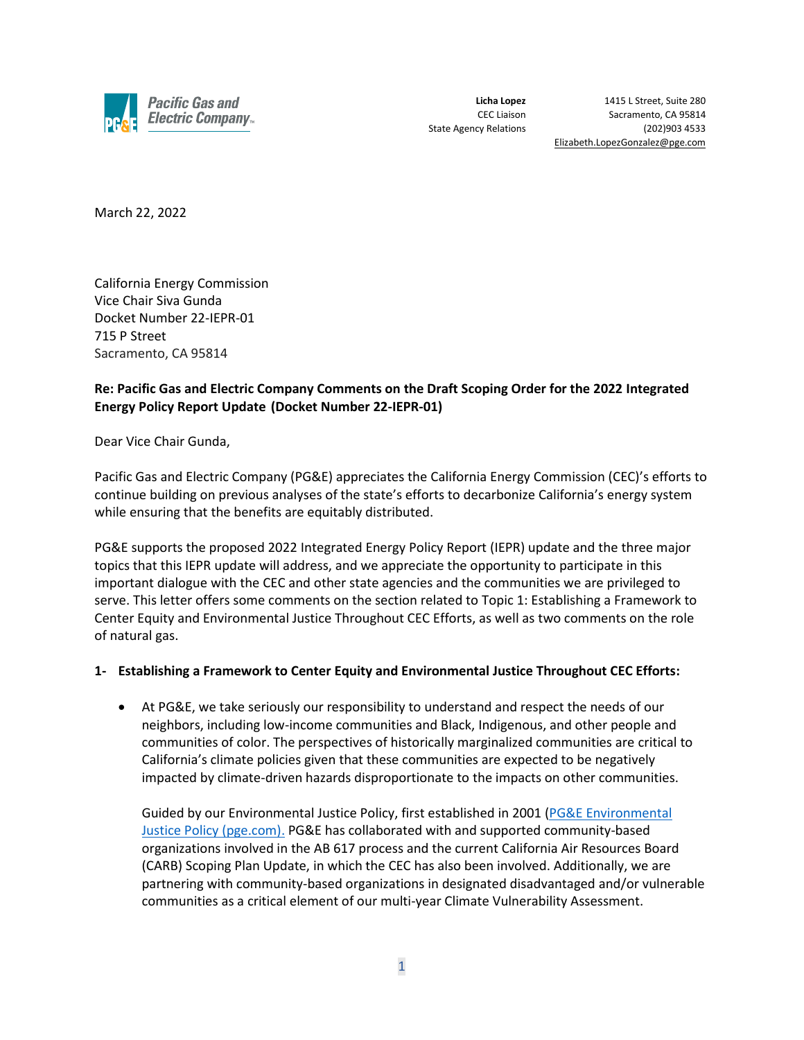Licha Lopez
CEC Liaison
State Agency Relations

1415 L Street, Suite 280
Sacramento, CA 95814
(202)903 4533
Elizabeth.LopezGonzalez@pge.com

March 22, 2022

California Energy Commission
Vice Chair Siva Gunda
Docket Number 22-IEPR-01
715 P Street
Sacramento, CA 95814

**Re: Pacific Gas and Electric Company Comments on the Draft Scoping Order for the 2022 Integrated Energy Policy Report Update (Docket Number 22-IEPR-01)**

Dear Vice Chair Gunda,

Pacific Gas and Electric Company (PG&E) appreciates the California Energy Commission (CEC)'s efforts to continue building on previous analyses of the state's efforts to decarbonize California's energy system while ensuring that the benefits are equitably distributed.

PG&E supports the proposed 2022 Integrated Energy Policy Report (IEPR) update and the three major topics that this IEPR update will address, and we appreciate the opportunity to participate in this important dialogue with the CEC and other state agencies and the communities we are privileged to serve. This letter offers some comments on the section related to Topic 1: Establishing a Framework to Center Equity and Environmental Justice Throughout CEC Efforts, as well as two comments on the role of natural gas.

**1- Establishing a Framework to Center Equity and Environmental Justice Throughout CEC Efforts:**

- At PG&E, we take seriously our responsibility to understand and respect the needs of our neighbors, including low-income communities and Black, Indigenous, and other people and communities of color. The perspectives of historically marginalized communities are critical to California's climate policies given that these communities are expected to be negatively impacted by climate-driven hazards disproportionate to the impacts on other communities.

  Guided by our Environmental Justice Policy, first established in 2001 (PG&E Environmental Justice Policy (pge.com)). PG&E has collaborated with and supported community-based organizations involved in the AB 617 process and the current California Air Resources Board (CARB) Scoping Plan Update, in which the CEC has also been involved. Additionally, we are partnering with community-based organizations in designated disadvantaged and/or vulnerable communities as a critical element of our multi-year Climate Vulnerability Assessment.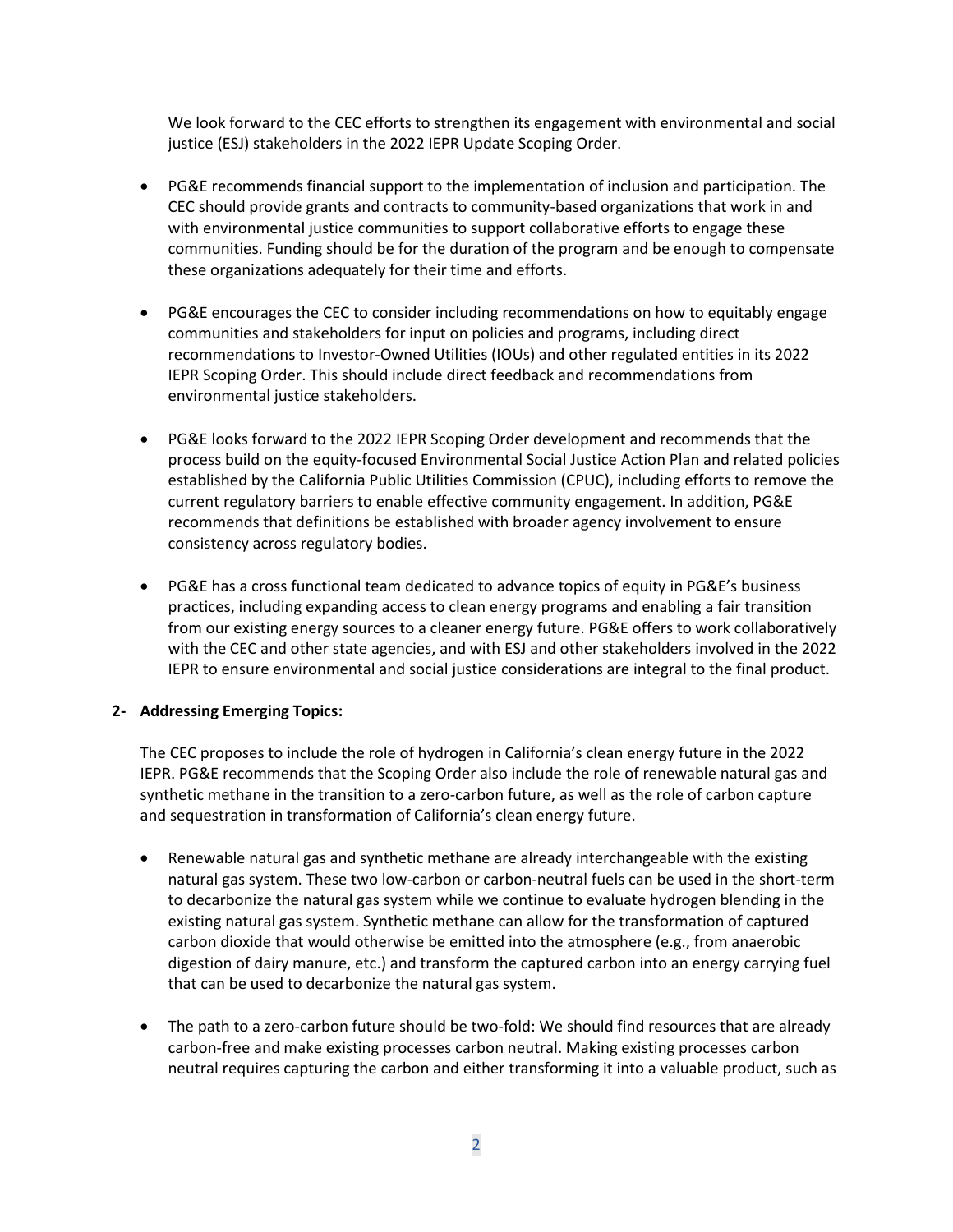We look forward to the CEC efforts to strengthen its engagement with environmental and social justice (ESJ) stakeholders in the 2022 IEPR Update Scoping Order.

- PG&E recommends financial support to the implementation of inclusion and participation. The CEC should provide grants and contracts to community-based organizations that work in and with environmental justice communities to support collaborative efforts to engage these communities. Funding should be for the duration of the program and be enough to compensate these organizations adequately for their time and efforts.

- PG&E encourages the CEC to consider including recommendations on how to equitably engage communities and stakeholders for input on policies and programs, including direct recommendations to Investor-Owned Utilities (IOUs) and other regulated entities in its 2022 IEPR Scoping Order. This should include direct feedback and recommendations from environmental justice stakeholders.

- PG&E looks forward to the 2022 IEPR Scoping Order development and recommends that the process build on the equity-focused Environmental Social Justice Action Plan and related policies established by the California Public Utilities Commission (CPUC), including efforts to remove the current regulatory barriers to enable effective community engagement. In addition, PG&E recommends that definitions be established with broader agency involvement to ensure consistency across regulatory bodies.

- PG&E has a cross functional team dedicated to advance topics of equity in PG&E's business practices, including expanding access to clean energy programs and enabling a fair transition from our existing energy sources to a cleaner energy future. PG&E offers to work collaboratively with the CEC and other state agencies, and with ESJ and other stakeholders involved in the 2022 IEPR to ensure environmental and social justice considerations are integral to the final product.

**2- Addressing Emerging Topics:**

The CEC proposes to include the role of hydrogen in California's clean energy future in the 2022 IEPR. PG&E recommends that the Scoping Order also include the role of renewable natural gas and synthetic methane in the transition to a zero-carbon future, as well as the role of carbon capture and sequestration in transformation of California's clean energy future.

- Renewable natural gas and synthetic methane are already interchangeable with the existing natural gas system. These two low-carbon or carbon-neutral fuels can be used in the short-term to decarbonize the natural gas system while we continue to evaluate hydrogen blending in the existing natural gas system. Synthetic methane can allow for the transformation of captured carbon dioxide that would otherwise be emitted into the atmosphere (e.g., from anaerobic digestion of dairy manure, etc.) and transform the captured carbon into an energy carrying fuel that can be used to decarbonize the natural gas system.

- The path to a zero-carbon future should be two-fold: We should find resources that are already carbon-free and make existing processes carbon neutral. Making existing processes carbon neutral requires capturing the carbon and either transforming it into a valuable product, such as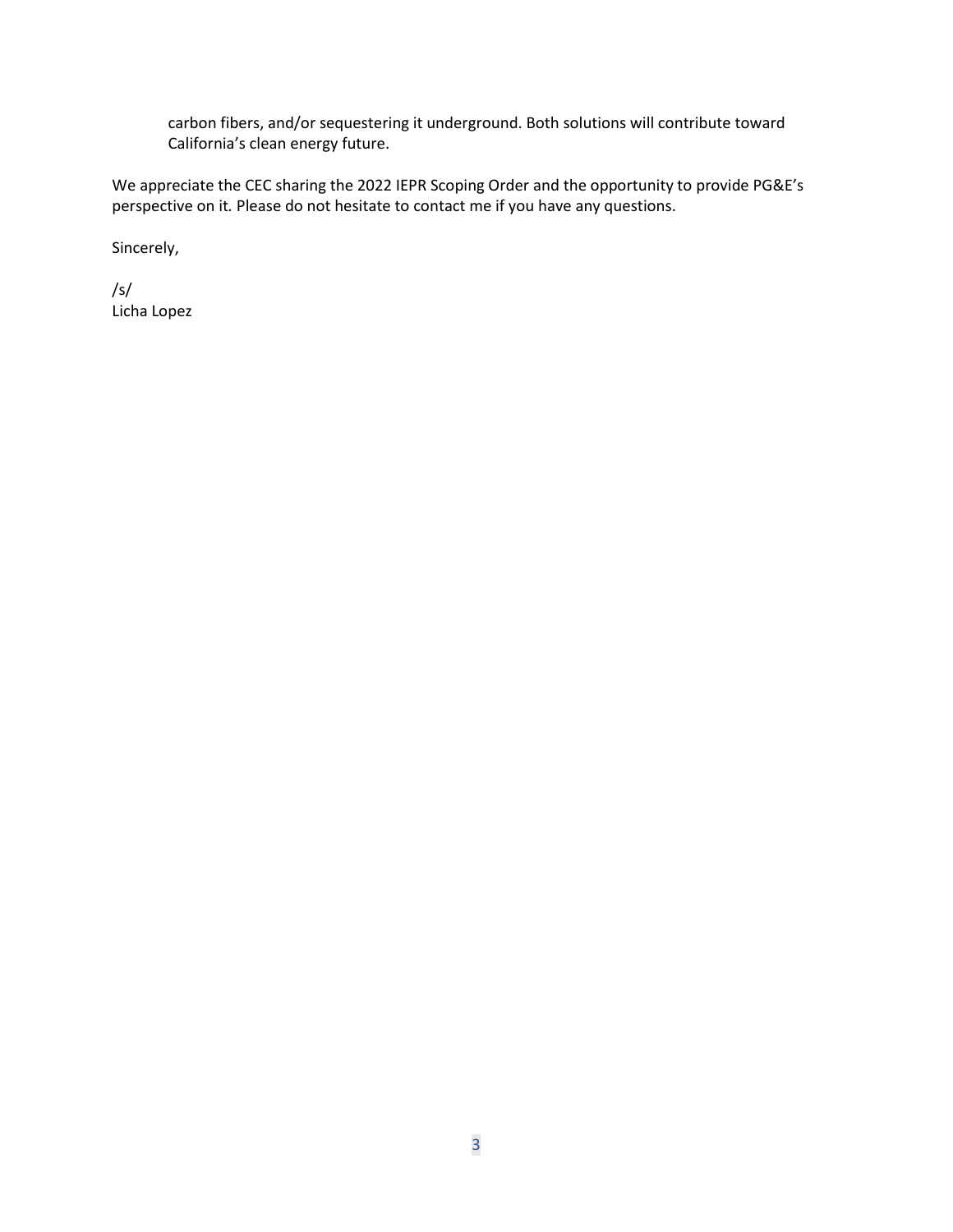carbon fibers, and/or sequestering it underground. Both solutions will contribute toward California's clean energy future.

We appreciate the CEC sharing the 2022 IEPR Scoping Order and the opportunity to provide PG&E's perspective on it. Please do not hesitate to contact me if you have any questions.

Sincerely,

/s/
Licha Lopez